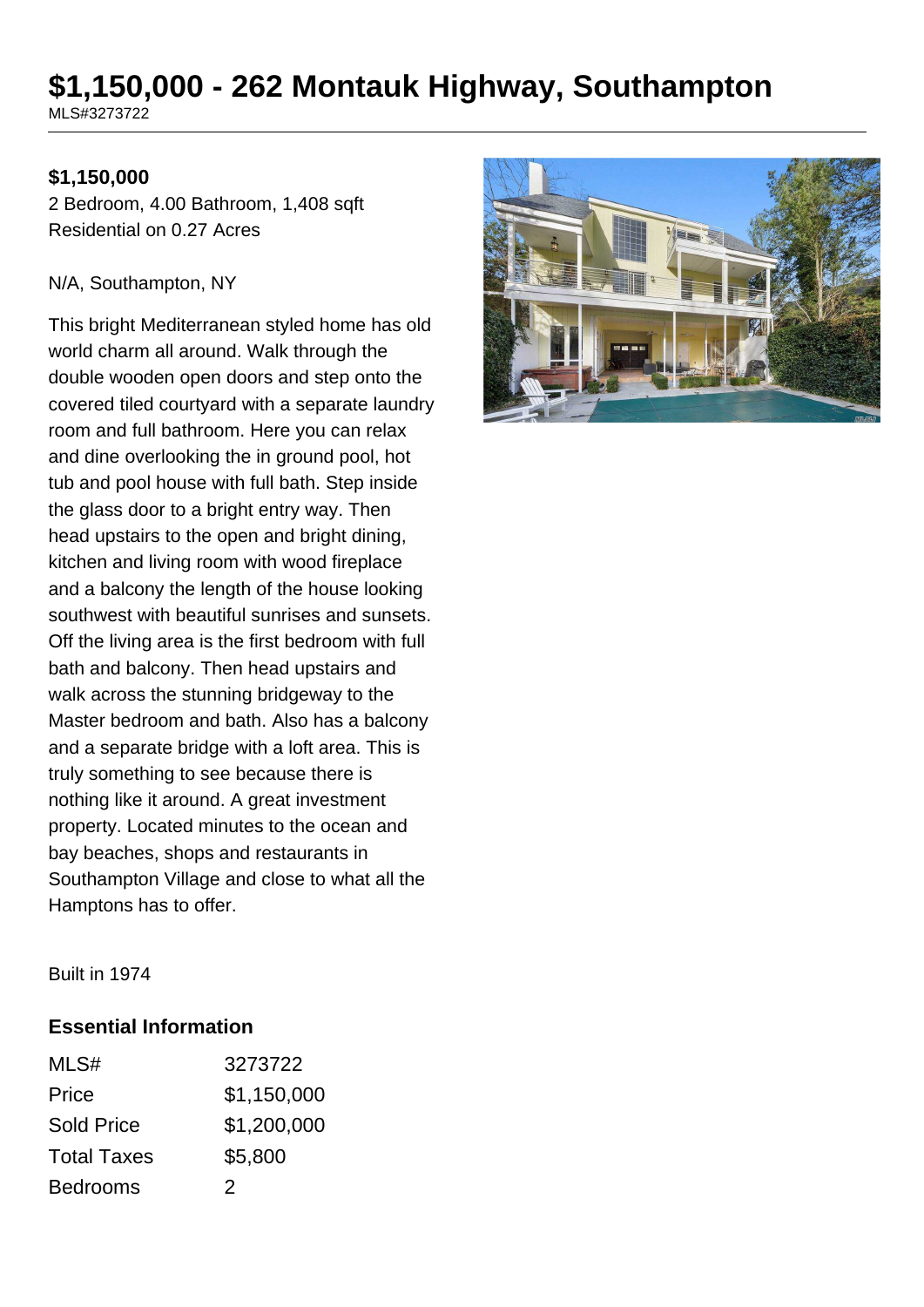# $1,150,000 - 262 Montauk Highway, Southampton

MLS#3273722

**$1,150,000**

2 Bedroom, 4.00 Bathroom, 1,408 sqft

Residential on 0.27 Acres

N/A, Southampton, NY

This bright Mediterranean styled home has old world charm all around. Walk through the double wooden open doors and step onto the covered tiled courtyard with a separate laundry room and full bathroom. Here you can relax and dine overlooking the in ground pool, hot tub and pool house with full bath. Step inside the glass door to a bright entry way. Then head upstairs to the open and bright dining, kitchen and living room with wood fireplace and a balcony the length of the house looking southwest with beautiful sunrises and sunsets. Off the living area is the first bedroom with full bath and balcony. Then head upstairs and walk across the stunning bridgeway to the Master bedroom and bath. Also has a balcony and a separate bridge with a loft area. This is truly something to see because there is nothing like it around. A great investment property. Located minutes to the ocean and bay beaches, shops and restaurants in Southampton Village and close to what all the Hamptons has to offer.

Built in 1974

## Essential Information

| | |
|---|---|
| MLS# | 3273722 |
| Price | $1,150,000 |
| Sold Price | $1,200,000 |
| Total Taxes | $5,800 |
| Bedrooms | 2 |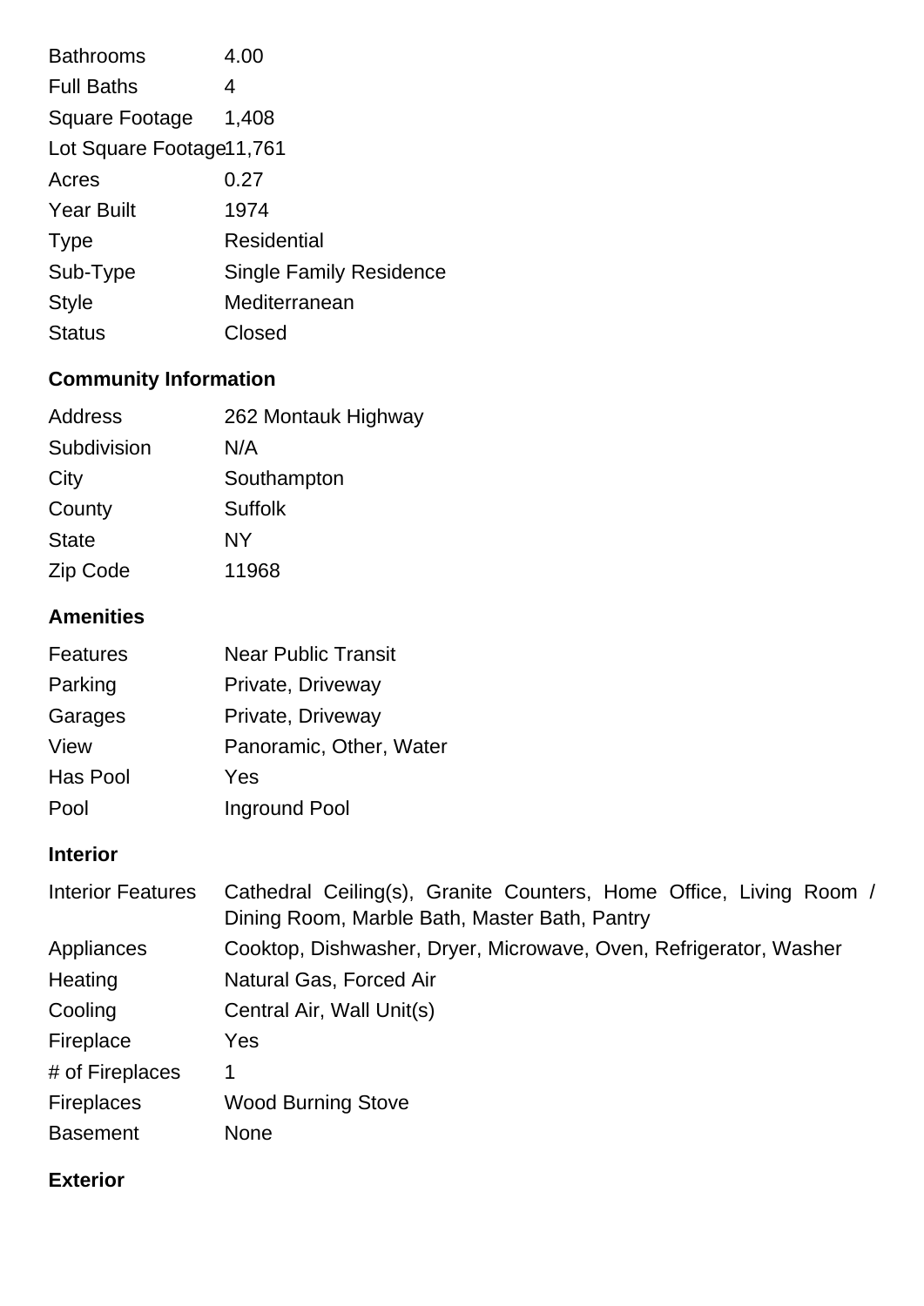| | |
|---|---|
| Bathrooms | 4.00 |
| Full Baths | 4 |
| Square Footage | 1,408 |
| Lot Square Footage | 11,761 |
| Acres | 0.27 |
| Year Built | 1974 |
| Type | Residential |
| Sub-Type | Single Family Residence |
| Style | Mediterranean |
| Status | Closed |

## Community Information

| | |
|---|---|
| Address | 262 Montauk Highway |
| Subdivision | N/A |
| City | Southampton |
| County | Suffolk |
| State | NY |
| Zip Code | 11968 |

## Amenities

| | |
|---|---|
| Features | Near Public Transit |
| Parking | Private, Driveway |
| Garages | Private, Driveway |
| View | Panoramic, Other, Water |
| Has Pool | Yes |
| Pool | Inground Pool |

## Interior

| | |
|---|---|
| Interior Features | Cathedral Ceiling(s), Granite Counters, Home Office, Living Room / Dining Room, Marble Bath, Master Bath, Pantry |
| Appliances | Cooktop, Dishwasher, Dryer, Microwave, Oven, Refrigerator, Washer |
| Heating | Natural Gas, Forced Air |
| Cooling | Central Air, Wall Unit(s) |
| Fireplace | Yes |
| # of Fireplaces | 1 |
| Fireplaces | Wood Burning Stove |
| Basement | None |

## Exterior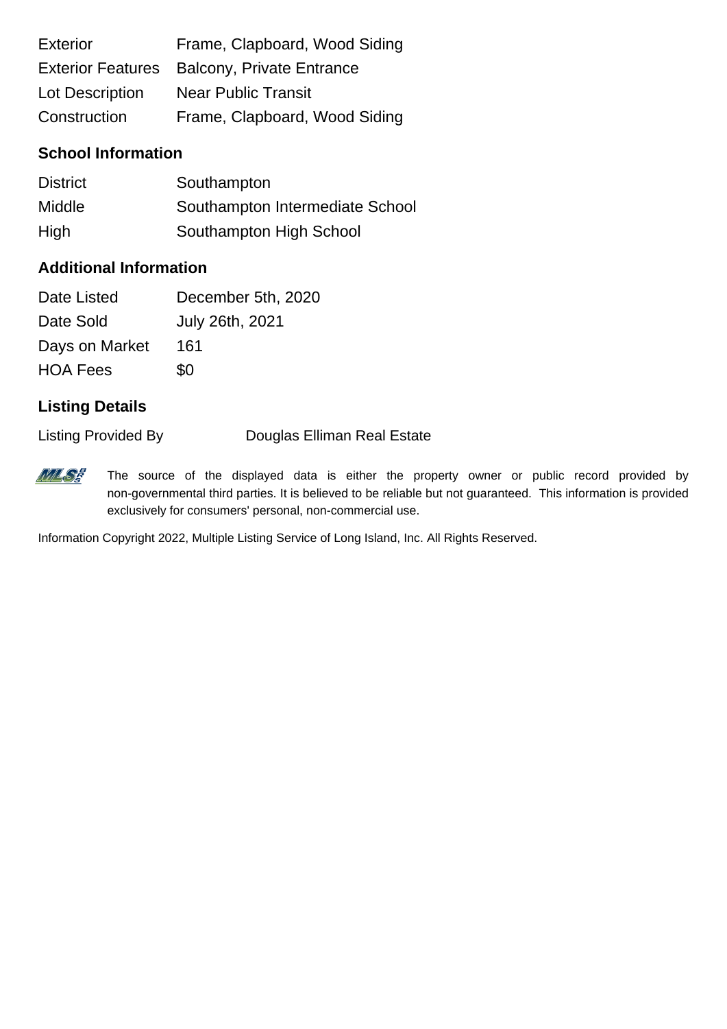| | |
|---|---|
| Exterior | Frame, Clapboard, Wood Siding |
| Exterior Features | Balcony, Private Entrance |
| Lot Description | Near Public Transit |
| Construction | Frame, Clapboard, Wood Siding |

### School Information

| | |
|---|---|
| District | Southampton |
| Middle | Southampton Intermediate School |
| High | Southampton High School |

### Additional Information

| | |
|---|---|
| Date Listed | December 5th, 2020 |
| Date Sold | July 26th, 2021 |
| Days on Market | 161 |
| HOA Fees | $0 |

### Listing Details

| | |
|---|---|
| Listing Provided By | Douglas Elliman Real Estate |

The source of the displayed data is either the property owner or public record provided by non-governmental third parties. It is believed to be reliable but not guaranteed. This information is provided exclusively for consumers' personal, non-commercial use.

Information Copyright 2022, Multiple Listing Service of Long Island, Inc. All Rights Reserved.